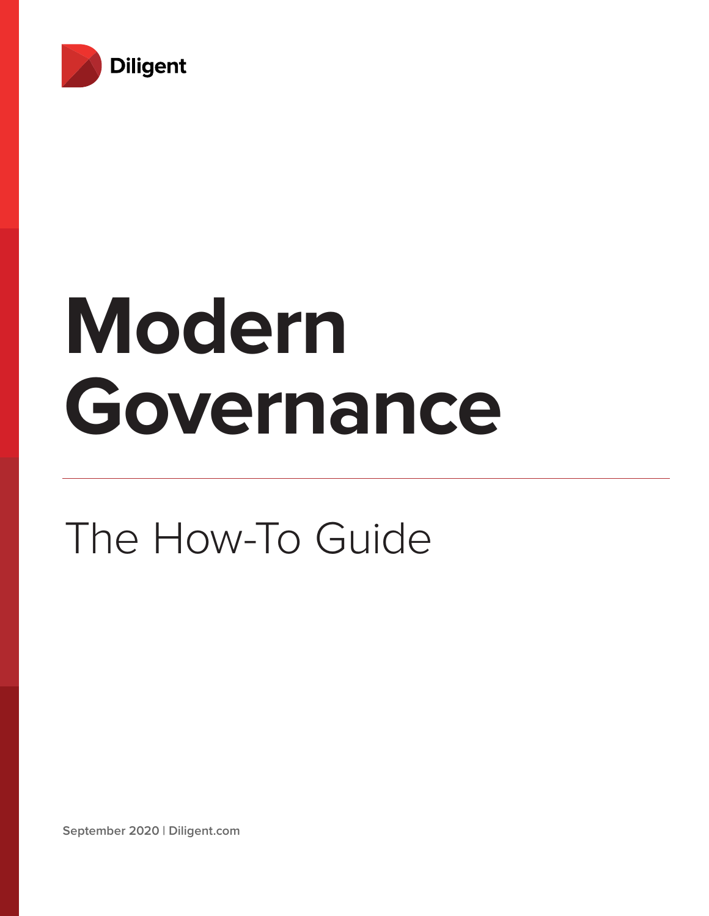Diligent

# Modern Governance

## The How-To Guide

**September 2020 | Diligent.com**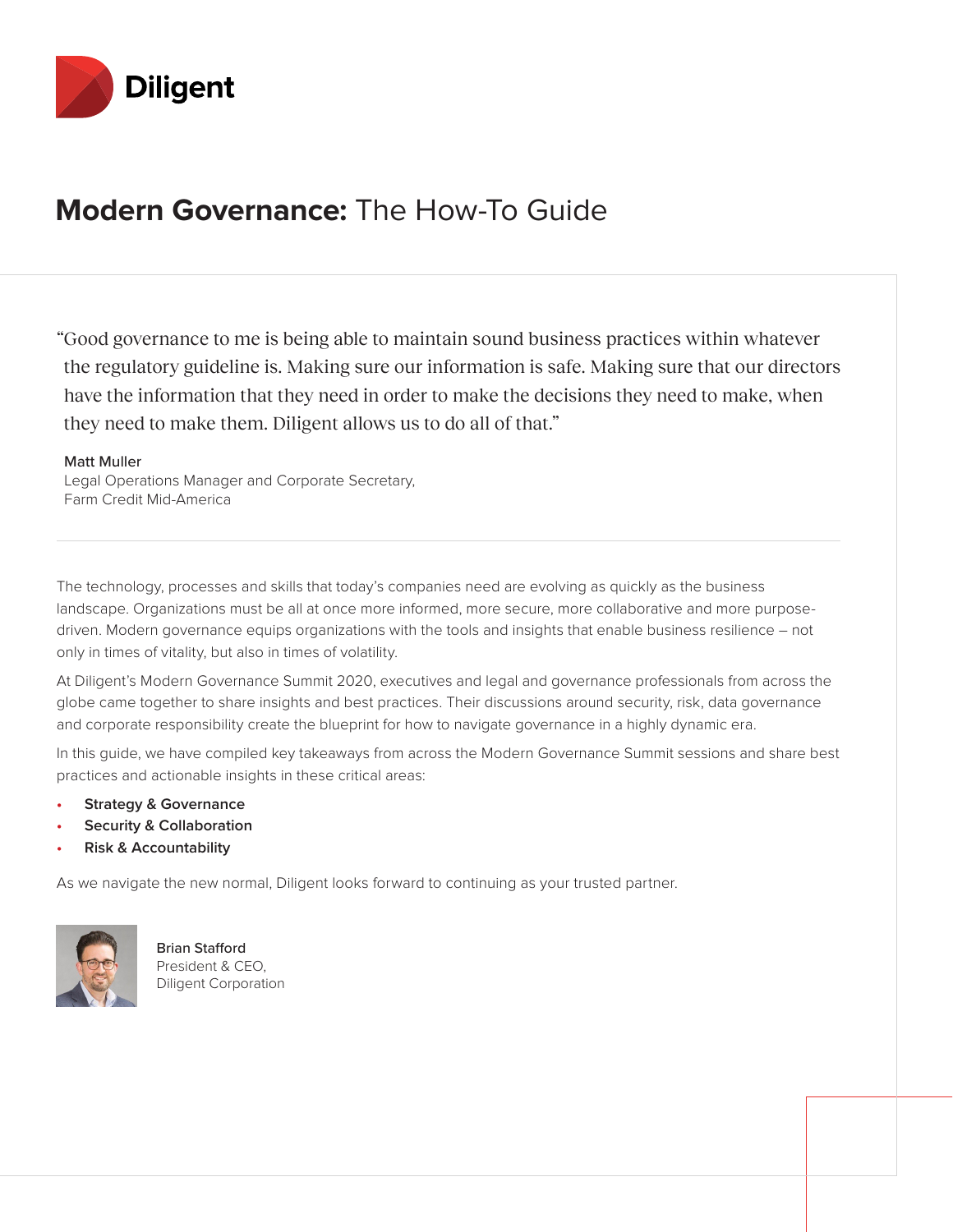Diligent

# **Modern Governance:** The How-To Guide

> "Good governance to me is being able to maintain sound business practices within whatever the regulatory guideline is. Making sure our information is safe. Making sure that our directors have the information that they need in order to make the decisions they need to make, when they need to make them. Diligent allows us to do all of that."
>
> Matt Muller
> Legal Operations Manager and Corporate Secretary,
> Farm Credit Mid-America

---

The technology, processes and skills that today's companies need are evolving as quickly as the business landscape. Organizations must be all at once more informed, more secure, more collaborative and more purpose-driven. Modern governance equips organizations with the tools and insights that enable business resilience – not only in times of vitality, but also in times of volatility.

At Diligent's Modern Governance Summit 2020, executives and legal and governance professionals from across the globe came together to share insights and best practices. Their discussions around security, risk, data governance and corporate responsibility create the blueprint for how to navigate governance in a highly dynamic era.

In this guide, we have compiled key takeaways from across the Modern Governance Summit sessions and share best practices and actionable insights in these critical areas:

- **Strategy & Governance**
- **Security & Collaboration**
- **Risk & Accountability**

As we navigate the new normal, Diligent looks forward to continuing as your trusted partner.

Brian Stafford
President & CEO,
Diligent Corporation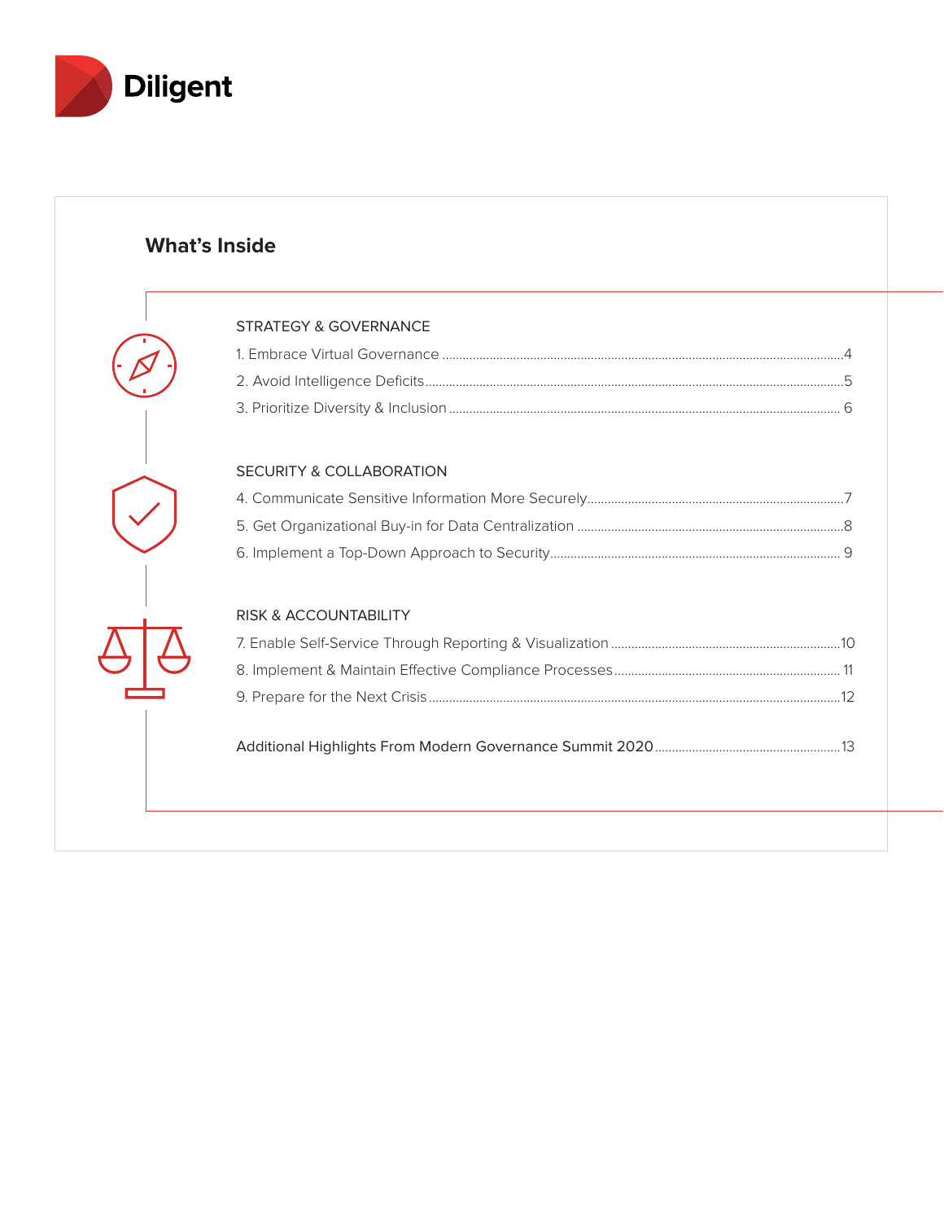Diligent

## What's Inside

### STRATEGY & GOVERNANCE

1. Embrace Virtual Governance ........ 4
2. Avoid Intelligence Deficits ........ 5
3. Prioritize Diversity & Inclusion ........ 6

### SECURITY & COLLABORATION

4. Communicate Sensitive Information More Securely ........ 7
5. Get Organizational Buy-in for Data Centralization ........ 8
6. Implement a Top-Down Approach to Security ........ 9

### RISK & ACCOUNTABILITY

7. Enable Self-Service Through Reporting & Visualization ........ 10
8. Implement & Maintain Effective Compliance Processes ........ 11
9. Prepare for the Next Crisis ........ 12

Additional Highlights From Modern Governance Summit 2020 ........ 13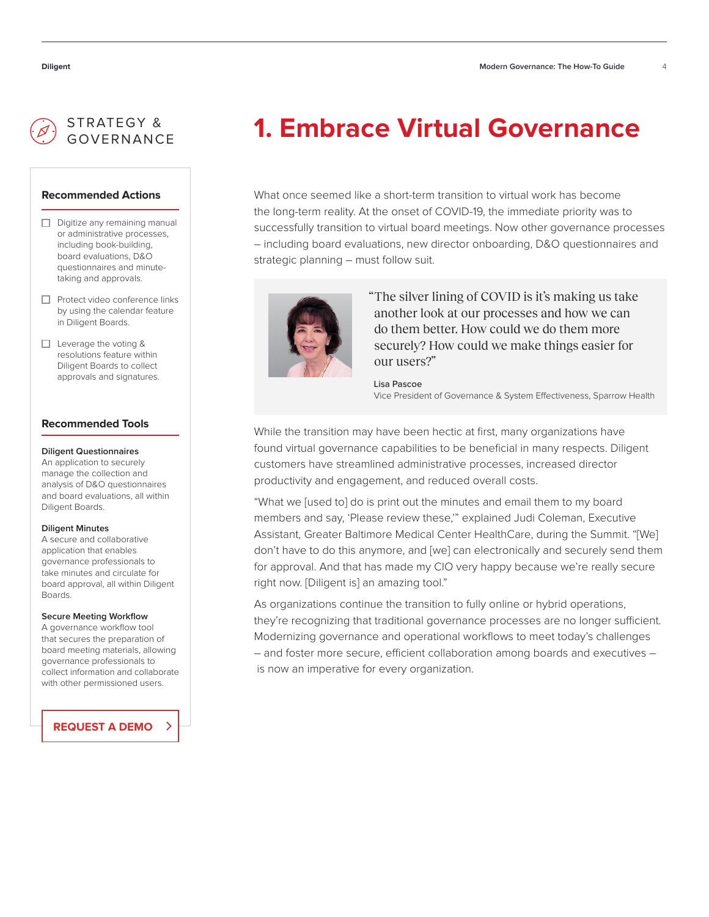# 1. Embrace Virtual Governance

What once seemed like a short-term transition to virtual work has become the long-term reality. At the onset of COVID-19, the immediate priority was to successfully transition to virtual board meetings. Now other governance processes – including board evaluations, new director onboarding, D&O questionnaires and strategic planning – must follow suit.

> "The silver lining of COVID is it's making us take another look at our processes and how we can do them better. How could we do them more securely? How could we make things easier for our users?"
>
> **Lisa Pascoe**
> Vice President of Governance & System Effectiveness, Sparrow Health

While the transition may have been hectic at first, many organizations have found virtual governance capabilities to be beneficial in many respects. Diligent customers have streamlined administrative processes, increased director productivity and engagement, and reduced overall costs.

"What we [used to] do is print out the minutes and email them to my board members and say, 'Please review these,'" explained Judi Coleman, Executive Assistant, Greater Baltimore Medical Center HealthCare, during the Summit. "[We] don't have to do this anymore, and [we] can electronically and securely send them for approval. And that has made my CIO very happy because we're really secure right now. [Diligent is] an amazing tool."

As organizations continue the transition to fully online or hybrid operations, they're recognizing that traditional governance processes are no longer sufficient. Modernizing governance and operational workflows to meet today's challenges – and foster more secure, efficient collaboration among boards and executives – is now an imperative for every organization.

## STRATEGY & GOVERNANCE

### Recommended Actions

- [ ] Digitize any remaining manual or administrative processes, including book-building, board evaluations, D&O questionnaires and minute-taking and approvals.
- [ ] Protect video conference links by using the calendar feature in Diligent Boards.
- [ ] Leverage the voting & resolutions feature within Diligent Boards to collect approvals and signatures.

### Recommended Tools

**Diligent Questionnaires**
An application to securely manage the collection and analysis of D&O questionnaires and board evaluations, all within Diligent Boards.

**Diligent Minutes**
A secure and collaborative application that enables governance professionals to take minutes and circulate for board approval, all within Diligent Boards.

**Secure Meeting Workflow**
A governance workflow tool that secures the preparation of board meeting materials, allowing governance professionals to collect information and collaborate with other permissioned users.

**REQUEST A DEMO**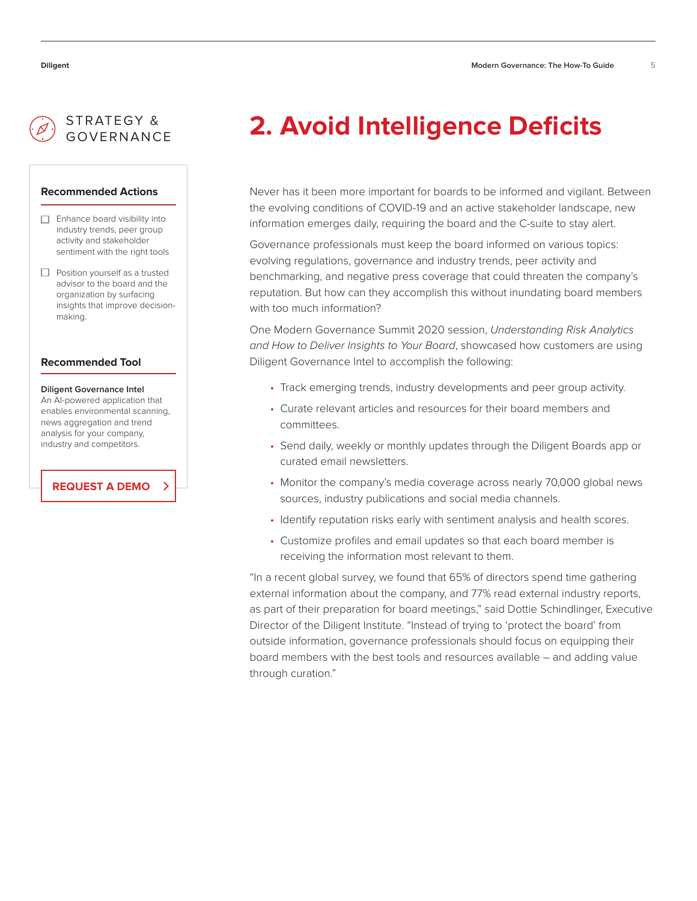STRATEGY & GOVERNANCE

# 2. Avoid Intelligence Deficits

Never has it been more important for boards to be informed and vigilant. Between the evolving conditions of COVID-19 and an active stakeholder landscape, new information emerges daily, requiring the board and the C-suite to stay alert.

Governance professionals must keep the board informed on various topics: evolving regulations, governance and industry trends, peer activity and benchmarking, and negative press coverage that could threaten the company's reputation. But how can they accomplish this without inundating board members with too much information?

One Modern Governance Summit 2020 session, *Understanding Risk Analytics and How to Deliver Insights to Your Board*, showcased how customers are using Diligent Governance Intel to accomplish the following:

- Track emerging trends, industry developments and peer group activity.
- Curate relevant articles and resources for their board members and committees.
- Send daily, weekly or monthly updates through the Diligent Boards app or curated email newsletters.
- Monitor the company's media coverage across nearly 70,000 global news sources, industry publications and social media channels.
- Identify reputation risks early with sentiment analysis and health scores.
- Customize profiles and email updates so that each board member is receiving the information most relevant to them.

"In a recent global survey, we found that 65% of directors spend time gathering external information about the company, and 77% read external industry reports, as part of their preparation for board meetings," said Dottie Schindlinger, Executive Director of the Diligent Institute. "Instead of trying to 'protect the board' from outside information, governance professionals should focus on equipping their board members with the best tools and resources available – and adding value through curation."

### Recommended Actions

- [ ] Enhance board visibility into industry trends, peer group activity and stakeholder sentiment with the right tools
- [ ] Position yourself as a trusted advisor to the board and the organization by surfacing insights that improve decision-making.

### Recommended Tool

**Diligent Governance Intel**
An AI-powered application that enables environmental scanning, news aggregation and trend analysis for your company, industry and competitors.

REQUEST A DEMO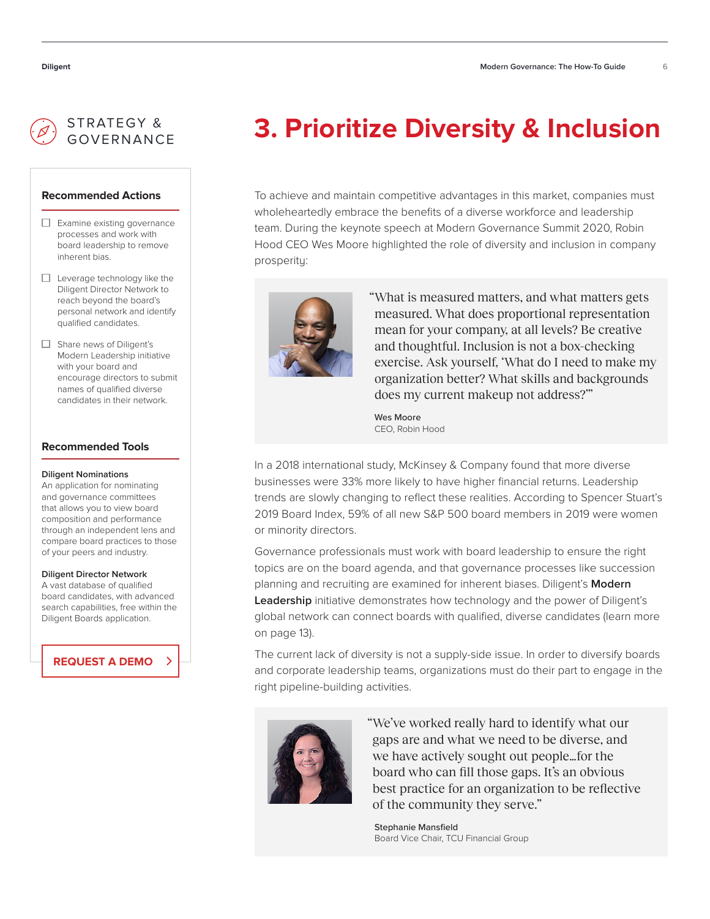STRATEGY & GOVERNANCE

# 3. Prioritize Diversity & Inclusion

To achieve and maintain competitive advantages in this market, companies must wholeheartedly embrace the benefits of a diverse workforce and leadership team. During the keynote speech at Modern Governance Summit 2020, Robin Hood CEO Wes Moore highlighted the role of diversity and inclusion in company prosperity:

> "What is measured matters, and what matters gets measured. What does proportional representation mean for your company, at all levels? Be creative and thoughtful. Inclusion is not a box-checking exercise. Ask yourself, 'What do I need to make my organization better? What skills and backgrounds does my current makeup not address?'"
>
> Wes Moore
> CEO, Robin Hood

In a 2018 international study, McKinsey & Company found that more diverse businesses were 33% more likely to have higher financial returns. Leadership trends are slowly changing to reflect these realities. According to Spencer Stuart's 2019 Board Index, 59% of all new S&P 500 board members in 2019 were women or minority directors.

Governance professionals must work with board leadership to ensure the right topics are on the board agenda, and that governance processes like succession planning and recruiting are examined for inherent biases. Diligent's **Modern Leadership** initiative demonstrates how technology and the power of Diligent's global network can connect boards with qualified, diverse candidates (learn more on page 13).

The current lack of diversity is not a supply-side issue. In order to diversify boards and corporate leadership teams, organizations must do their part to engage in the right pipeline-building activities.

> "We've worked really hard to identify what our gaps are and what we need to be diverse, and we have actively sought out people…for the board who can fill those gaps. It's an obvious best practice for an organization to be reflective of the community they serve."
>
> Stephanie Mansfield
> Board Vice Chair, TCU Financial Group

### Recommended Actions

- [ ] Examine existing governance processes and work with board leadership to remove inherent bias.
- [ ] Leverage technology like the Diligent Director Network to reach beyond the board's personal network and identify qualified candidates.
- [ ] Share news of Diligent's Modern Leadership initiative with your board and encourage directors to submit names of qualified diverse candidates in their network.

### Recommended Tools

**Diligent Nominations**
An application for nominating and governance committees that allows you to view board composition and performance through an independent lens and compare board practices to those of your peers and industry.

**Diligent Director Network**
A vast database of qualified board candidates, with advanced search capabilities, free within the Diligent Boards application.

REQUEST A DEMO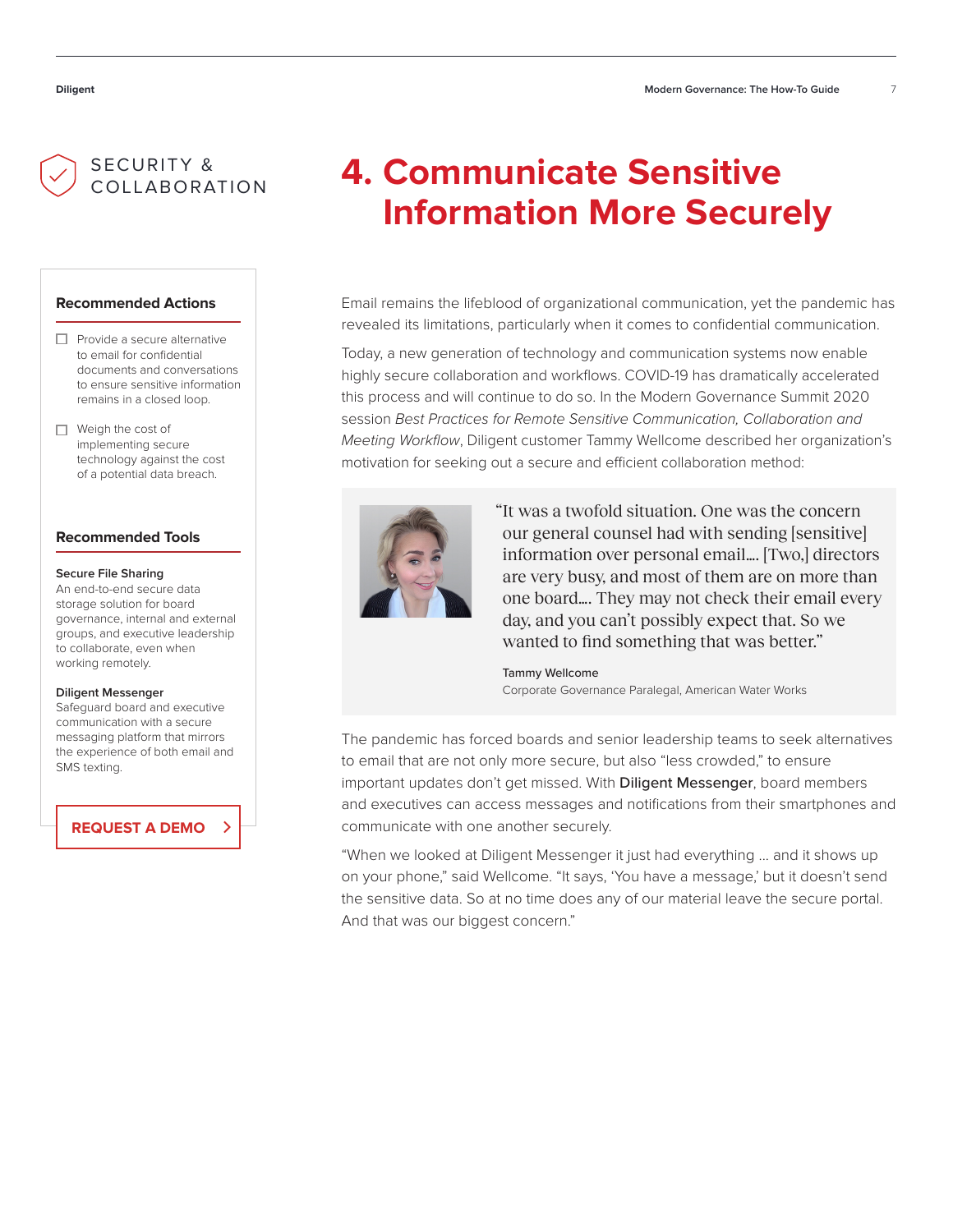SECURITY & COLLABORATION

# 4. Communicate Sensitive Information More Securely

Email remains the lifeblood of organizational communication, yet the pandemic has revealed its limitations, particularly when it comes to confidential communication.

Today, a new generation of technology and communication systems now enable highly secure collaboration and workflows. COVID-19 has dramatically accelerated this process and will continue to do so. In the Modern Governance Summit 2020 session *Best Practices for Remote Sensitive Communication, Collaboration and Meeting Workflow*, Diligent customer Tammy Wellcome described her organization's motivation for seeking out a secure and efficient collaboration method:

> "It was a twofold situation. One was the concern our general counsel had with sending [sensitive] information over personal email.... [Two,] directors are very busy, and most of them are on more than one board.... They may not check their email every day, and you can't possibly expect that. So we wanted to find something that was better."
>
> Tammy Wellcome
> Corporate Governance Paralegal, American Water Works

The pandemic has forced boards and senior leadership teams to seek alternatives to email that are not only more secure, but also "less crowded," to ensure important updates don't get missed. With Diligent Messenger, board members and executives can access messages and notifications from their smartphones and communicate with one another securely.

"When we looked at Diligent Messenger it just had everything ... and it shows up on your phone," said Wellcome. "It says, 'You have a message,' but it doesn't send the sensitive data. So at no time does any of our material leave the secure portal. And that was our biggest concern."

### Recommended Actions

- [ ] Provide a secure alternative to email for confidential documents and conversations to ensure sensitive information remains in a closed loop.
- [ ] Weigh the cost of implementing secure technology against the cost of a potential data breach.

### Recommended Tools

**Secure File Sharing**
An end-to-end secure data storage solution for board governance, internal and external groups, and executive leadership to collaborate, even when working remotely.

**Diligent Messenger**
Safeguard board and executive communication with a secure messaging platform that mirrors the experience of both email and SMS texting.

REQUEST A DEMO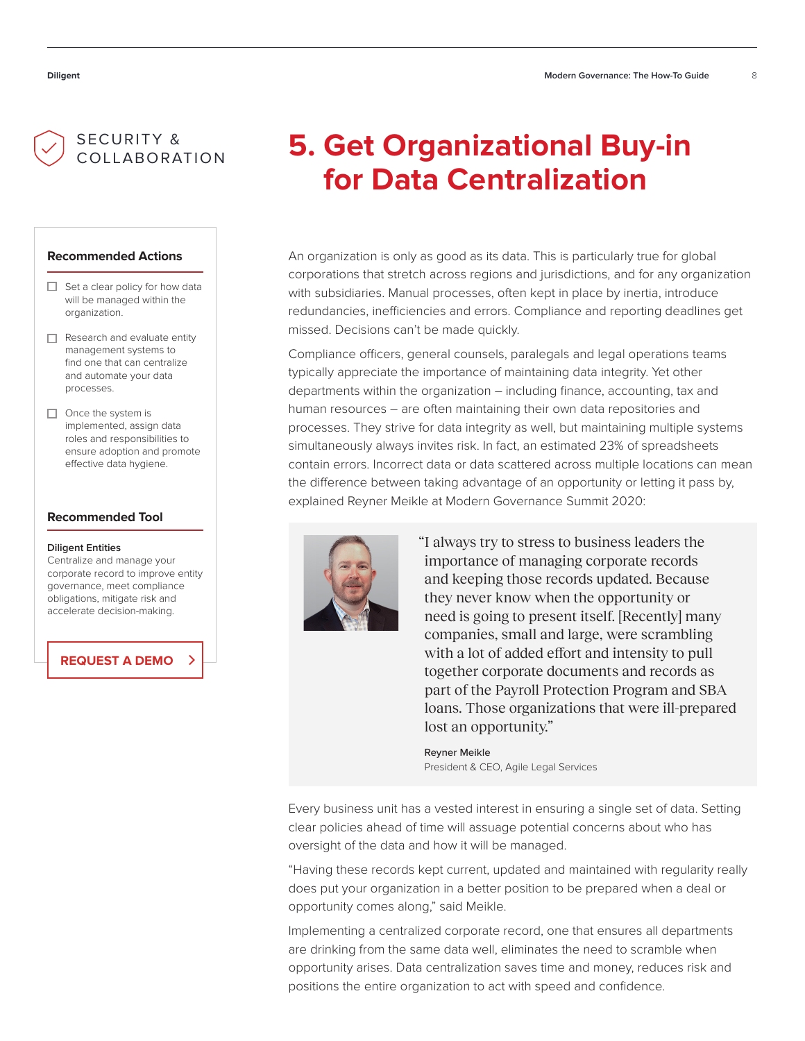SECURITY & COLLABORATION

# 5. Get Organizational Buy-in for Data Centralization

An organization is only as good as its data. This is particularly true for global corporations that stretch across regions and jurisdictions, and for any organization with subsidiaries. Manual processes, often kept in place by inertia, introduce redundancies, inefficiencies and errors. Compliance and reporting deadlines get missed. Decisions can't be made quickly.

Compliance officers, general counsels, paralegals and legal operations teams typically appreciate the importance of maintaining data integrity. Yet other departments within the organization – including finance, accounting, tax and human resources – are often maintaining their own data repositories and processes. They strive for data integrity as well, but maintaining multiple systems simultaneously always invites risk. In fact, an estimated 23% of spreadsheets contain errors. Incorrect data or data scattered across multiple locations can mean the difference between taking advantage of an opportunity or letting it pass by, explained Reyner Meikle at Modern Governance Summit 2020:

> "I always try to stress to business leaders the importance of managing corporate records and keeping those records updated. Because they never know when the opportunity or need is going to present itself. [Recently] many companies, small and large, were scrambling with a lot of added effort and intensity to pull together corporate documents and records as part of the Payroll Protection Program and SBA loans. Those organizations that were ill-prepared lost an opportunity."
>
> Reyner Meikle
> President & CEO, Agile Legal Services

Every business unit has a vested interest in ensuring a single set of data. Setting clear policies ahead of time will assuage potential concerns about who has oversight of the data and how it will be managed.

"Having these records kept current, updated and maintained with regularity really does put your organization in a better position to be prepared when a deal or opportunity comes along," said Meikle.

Implementing a centralized corporate record, one that ensures all departments are drinking from the same data well, eliminates the need to scramble when opportunity arises. Data centralization saves time and money, reduces risk and positions the entire organization to act with speed and confidence.

### Recommended Actions

- [ ] Set a clear policy for how data will be managed within the organization.
- [ ] Research and evaluate entity management systems to find one that can centralize and automate your data processes.
- [ ] Once the system is implemented, assign data roles and responsibilities to ensure adoption and promote effective data hygiene.

### Recommended Tool

**Diligent Entities**
Centralize and manage your corporate record to improve entity governance, meet compliance obligations, mitigate risk and accelerate decision-making.

REQUEST A DEMO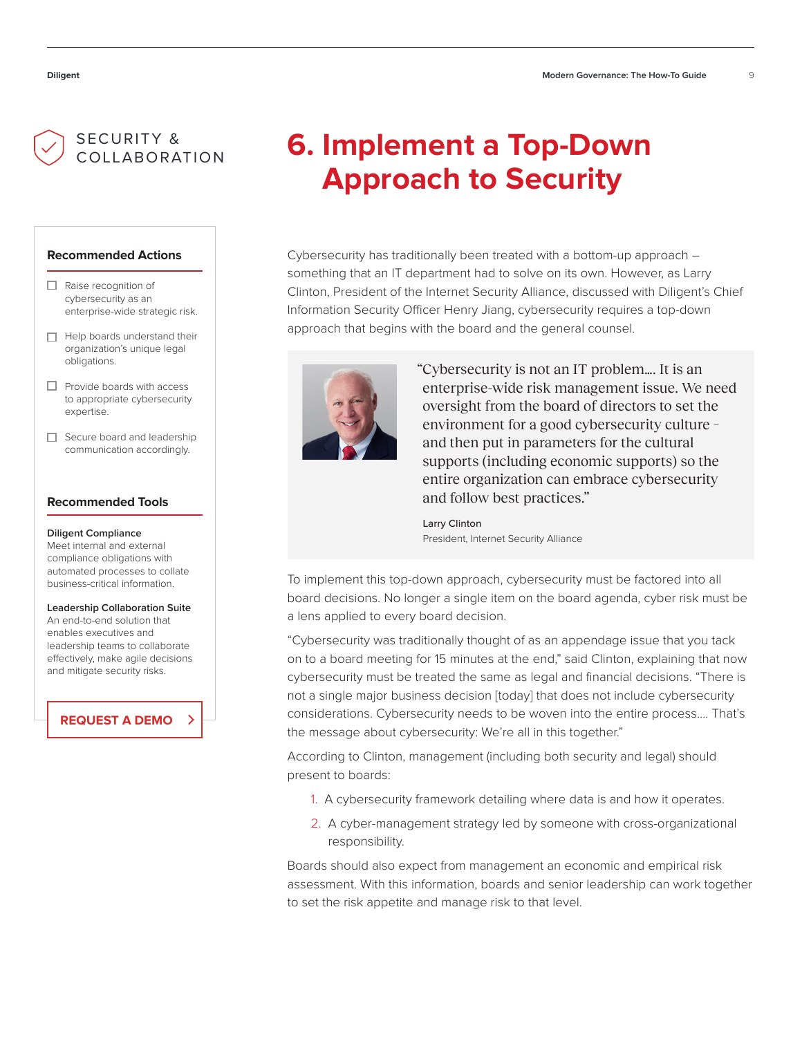SECURITY & COLLABORATION

# 6. Implement a Top-Down Approach to Security

Cybersecurity has traditionally been treated with a bottom-up approach – something that an IT department had to solve on its own. However, as Larry Clinton, President of the Internet Security Alliance, discussed with Diligent's Chief Information Security Officer Henry Jiang, cybersecurity requires a top-down approach that begins with the board and the general counsel.

> "Cybersecurity is not an IT problem.... It is an enterprise-wide risk management issue. We need oversight from the board of directors to set the environment for a good cybersecurity culture – and then put in parameters for the cultural supports (including economic supports) so the entire organization can embrace cybersecurity and follow best practices."
>
> Larry Clinton
> President, Internet Security Alliance

To implement this top-down approach, cybersecurity must be factored into all board decisions. No longer a single item on the board agenda, cyber risk must be a lens applied to every board decision.

"Cybersecurity was traditionally thought of as an appendage issue that you tack on to a board meeting for 15 minutes at the end," said Clinton, explaining that now cybersecurity must be treated the same as legal and financial decisions. "There is not a single major business decision [today] that does not include cybersecurity considerations. Cybersecurity needs to be woven into the entire process.... That's the message about cybersecurity: We're all in this together."

According to Clinton, management (including both security and legal) should present to boards:

1. A cybersecurity framework detailing where data is and how it operates.
2. A cyber-management strategy led by someone with cross-organizational responsibility.

Boards should also expect from management an economic and empirical risk assessment. With this information, boards and senior leadership can work together to set the risk appetite and manage risk to that level.

### Recommended Actions

- [ ] Raise recognition of cybersecurity as an enterprise-wide strategic risk.
- [ ] Help boards understand their organization's unique legal obligations.
- [ ] Provide boards with access to appropriate cybersecurity expertise.
- [ ] Secure board and leadership communication accordingly.

### Recommended Tools

**Diligent Compliance**
Meet internal and external compliance obligations with automated processes to collate business-critical information.

**Leadership Collaboration Suite**
An end-to-end solution that enables executives and leadership teams to collaborate effectively, make agile decisions and mitigate security risks.

REQUEST A DEMO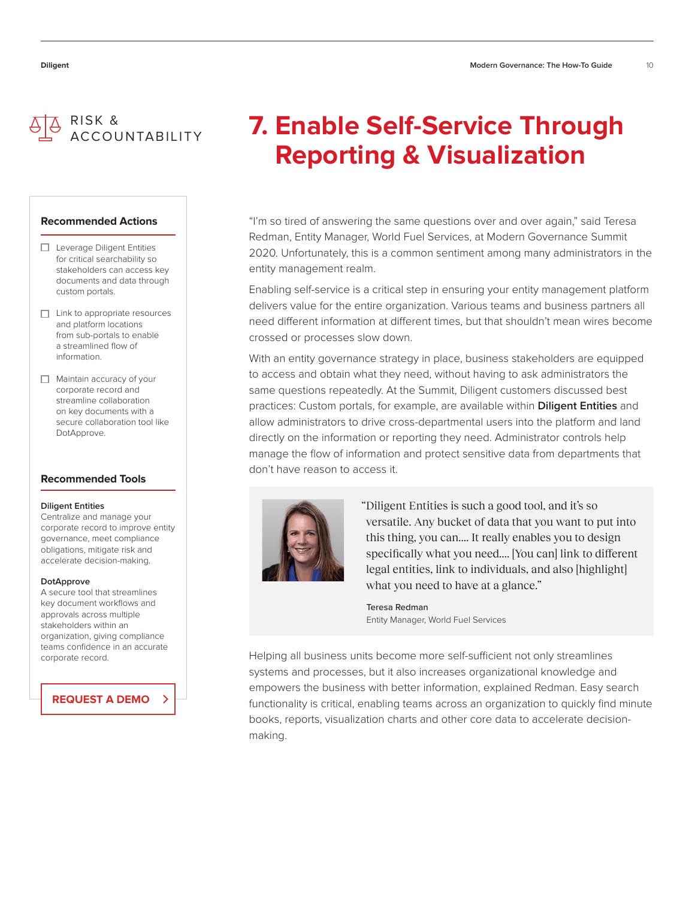RISK & ACCOUNTABILITY

# 7. Enable Self-Service Through Reporting & Visualization

"I'm so tired of answering the same questions over and over again," said Teresa Redman, Entity Manager, World Fuel Services, at Modern Governance Summit 2020. Unfortunately, this is a common sentiment among many administrators in the entity management realm.

Enabling self-service is a critical step in ensuring your entity management platform delivers value for the entire organization. Various teams and business partners all need different information at different times, but that shouldn't mean wires become crossed or processes slow down.

With an entity governance strategy in place, business stakeholders are equipped to access and obtain what they need, without having to ask administrators the same questions repeatedly. At the Summit, Diligent customers discussed best practices: Custom portals, for example, are available within **Diligent Entities** and allow administrators to drive cross-departmental users into the platform and land directly on the information or reporting they need. Administrator controls help manage the flow of information and protect sensitive data from departments that don't have reason to access it.

> "Diligent Entities is such a good tool, and it's so versatile. Any bucket of data that you want to put into this thing, you can.... It really enables you to design specifically what you need.... [You can] link to different legal entities, link to individuals, and also [highlight] what you need to have at a glance."
>
> Teresa Redman
> Entity Manager, World Fuel Services

Helping all business units become more self-sufficient not only streamlines systems and processes, but it also increases organizational knowledge and empowers the business with better information, explained Redman. Easy search functionality is critical, enabling teams across an organization to quickly find minute books, reports, visualization charts and other core data to accelerate decision-making.

### Recommended Actions

- ☐ Leverage Diligent Entities for critical searchability so stakeholders can access key documents and data through custom portals.
- ☐ Link to appropriate resources and platform locations from sub-portals to enable a streamlined flow of information.
- ☐ Maintain accuracy of your corporate record and streamline collaboration on key documents with a secure collaboration tool like DotApprove.

### Recommended Tools

**Diligent Entities**
Centralize and manage your corporate record to improve entity governance, meet compliance obligations, mitigate risk and accelerate decision-making.

**DotApprove**
A secure tool that streamlines key document workflows and approvals across multiple stakeholders within an organization, giving compliance teams confidence in an accurate corporate record.

REQUEST A DEMO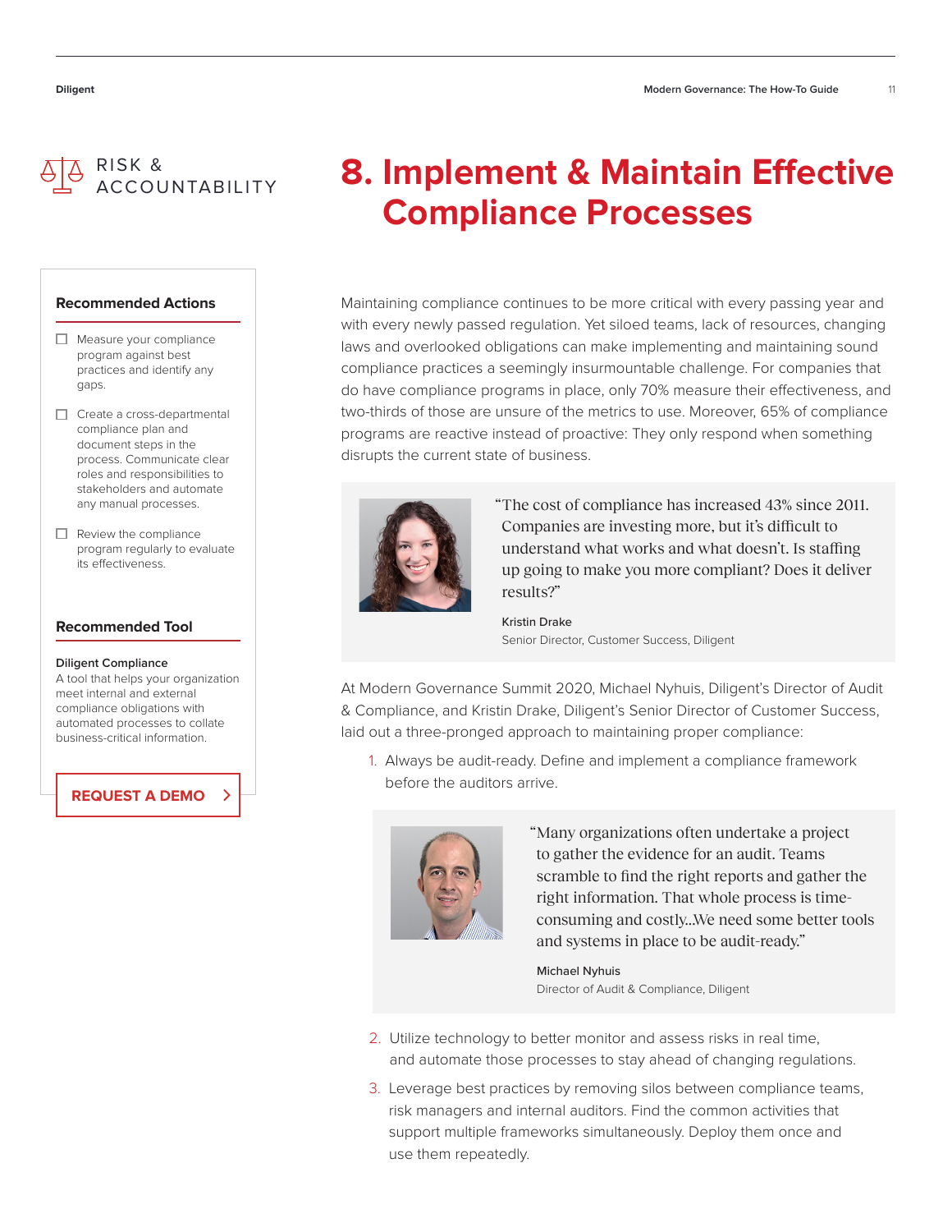RISK & ACCOUNTABILITY

# 8. Implement & Maintain Effective Compliance Processes

Maintaining compliance continues to be more critical with every passing year and with every newly passed regulation. Yet siloed teams, lack of resources, changing laws and overlooked obligations can make implementing and maintaining sound compliance practices a seemingly insurmountable challenge. For companies that do have compliance programs in place, only 70% measure their effectiveness, and two-thirds of those are unsure of the metrics to use. Moreover, 65% of compliance programs are reactive instead of proactive: They only respond when something disrupts the current state of business.

> "The cost of compliance has increased 43% since 2011. Companies are investing more, but it's difficult to understand what works and what doesn't. Is staffing up going to make you more compliant? Does it deliver results?"
>
> Kristin Drake
> Senior Director, Customer Success, Diligent

At Modern Governance Summit 2020, Michael Nyhuis, Diligent's Director of Audit & Compliance, and Kristin Drake, Diligent's Senior Director of Customer Success, laid out a three-pronged approach to maintaining proper compliance:

1. Always be audit-ready. Define and implement a compliance framework before the auditors arrive.

> "Many organizations often undertake a project to gather the evidence for an audit. Teams scramble to find the right reports and gather the right information. That whole process is time-consuming and costly...We need some better tools and systems in place to be audit-ready."
>
> Michael Nyhuis
> Director of Audit & Compliance, Diligent

2. Utilize technology to better monitor and assess risks in real time, and automate those processes to stay ahead of changing regulations.
3. Leverage best practices by removing silos between compliance teams, risk managers and internal auditors. Find the common activities that support multiple frameworks simultaneously. Deploy them once and use them repeatedly.

### Recommended Actions

- [ ] Measure your compliance program against best practices and identify any gaps.
- [ ] Create a cross-departmental compliance plan and document steps in the process. Communicate clear roles and responsibilities to stakeholders and automate any manual processes.
- [ ] Review the compliance program regularly to evaluate its effectiveness.

### Recommended Tool

**Diligent Compliance**
A tool that helps your organization meet internal and external compliance obligations with automated processes to collate business-critical information.

REQUEST A DEMO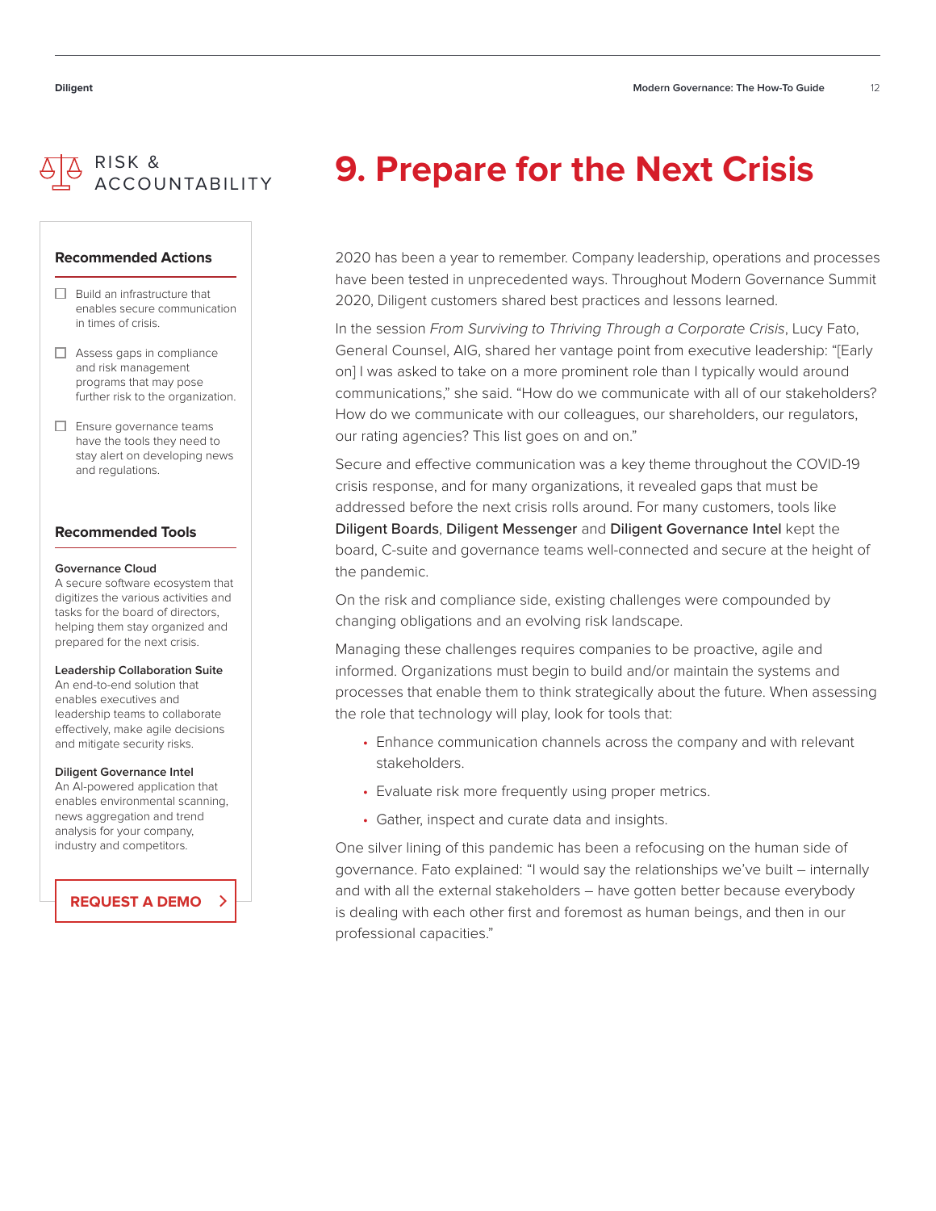RISK & ACCOUNTABILITY

# 9. Prepare for the Next Crisis

2020 has been a year to remember. Company leadership, operations and processes have been tested in unprecedented ways. Throughout Modern Governance Summit 2020, Diligent customers shared best practices and lessons learned.

In the session *From Surviving to Thriving Through a Corporate Crisis*, Lucy Fato, General Counsel, AIG, shared her vantage point from executive leadership: "[Early on] I was asked to take on a more prominent role than I typically would around communications," she said. "How do we communicate with all of our stakeholders? How do we communicate with our colleagues, our shareholders, our regulators, our rating agencies? This list goes on and on."

Secure and effective communication was a key theme throughout the COVID-19 crisis response, and for many organizations, it revealed gaps that must be addressed before the next crisis rolls around. For many customers, tools like Diligent Boards, Diligent Messenger and Diligent Governance Intel kept the board, C-suite and governance teams well-connected and secure at the height of the pandemic.

On the risk and compliance side, existing challenges were compounded by changing obligations and an evolving risk landscape.

Managing these challenges requires companies to be proactive, agile and informed. Organizations must begin to build and/or maintain the systems and processes that enable them to think strategically about the future. When assessing the role that technology will play, look for tools that:

- Enhance communication channels across the company and with relevant stakeholders.
- Evaluate risk more frequently using proper metrics.
- Gather, inspect and curate data and insights.

One silver lining of this pandemic has been a refocusing on the human side of governance. Fato explained: "I would say the relationships we've built – internally and with all the external stakeholders – have gotten better because everybody is dealing with each other first and foremost as human beings, and then in our professional capacities."

### Recommended Actions

- [ ] Build an infrastructure that enables secure communication in times of crisis.
- [ ] Assess gaps in compliance and risk management programs that may pose further risk to the organization.
- [ ] Ensure governance teams have the tools they need to stay alert on developing news and regulations.

### Recommended Tools

**Governance Cloud**
A secure software ecosystem that digitizes the various activities and tasks for the board of directors, helping them stay organized and prepared for the next crisis.

**Leadership Collaboration Suite**
An end-to-end solution that enables executives and leadership teams to collaborate effectively, make agile decisions and mitigate security risks.

**Diligent Governance Intel**
An AI-powered application that enables environmental scanning, news aggregation and trend analysis for your company, industry and competitors.

REQUEST A DEMO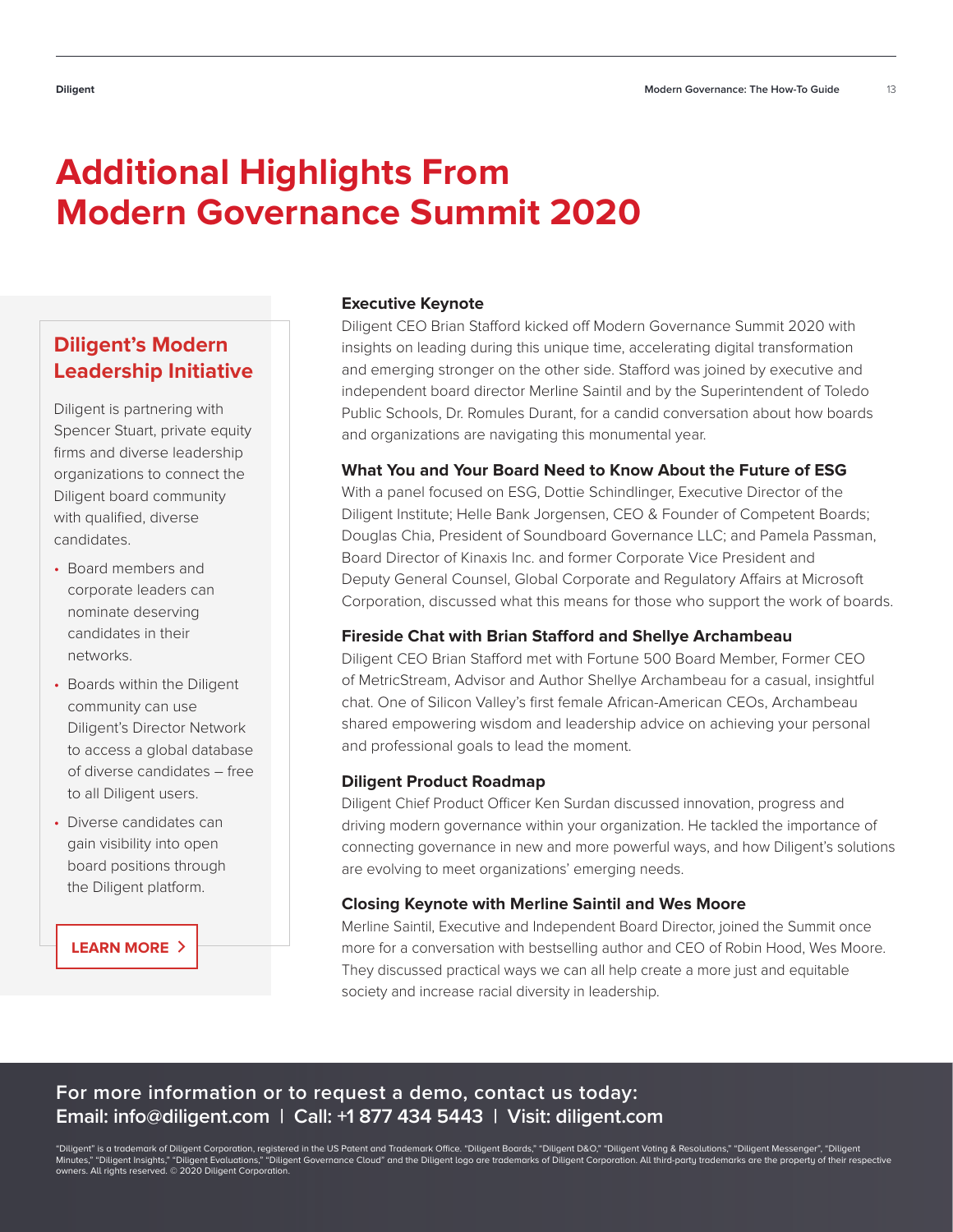# Additional Highlights From Modern Governance Summit 2020

## Diligent's Modern Leadership Initiative

Diligent is partnering with Spencer Stuart, private equity firms and diverse leadership organizations to connect the Diligent board community with qualified, diverse candidates.

- Board members and corporate leaders can nominate deserving candidates in their networks.
- Boards within the Diligent community can use Diligent's Director Network to access a global database of diverse candidates – free to all Diligent users.
- Diverse candidates can gain visibility into open board positions through the Diligent platform.

LEARN MORE >

### Executive Keynote

Diligent CEO Brian Stafford kicked off Modern Governance Summit 2020 with insights on leading during this unique time, accelerating digital transformation and emerging stronger on the other side. Stafford was joined by executive and independent board director Merline Saintil and by the Superintendent of Toledo Public Schools, Dr. Romules Durant, for a candid conversation about how boards and organizations are navigating this monumental year.

### What You and Your Board Need to Know About the Future of ESG

With a panel focused on ESG, Dottie Schindlinger, Executive Director of the Diligent Institute; Helle Bank Jorgensen, CEO & Founder of Competent Boards; Douglas Chia, President of Soundboard Governance LLC; and Pamela Passman, Board Director of Kinaxis Inc. and former Corporate Vice President and Deputy General Counsel, Global Corporate and Regulatory Affairs at Microsoft Corporation, discussed what this means for those who support the work of boards.

### Fireside Chat with Brian Stafford and Shellye Archambeau

Diligent CEO Brian Stafford met with Fortune 500 Board Member, Former CEO of MetricStream, Advisor and Author Shellye Archambeau for a casual, insightful chat. One of Silicon Valley's first female African-American CEOs, Archambeau shared empowering wisdom and leadership advice on achieving your personal and professional goals to lead the moment.

### Diligent Product Roadmap

Diligent Chief Product Officer Ken Surdan discussed innovation, progress and driving modern governance within your organization. He tackled the importance of connecting governance in new and more powerful ways, and how Diligent's solutions are evolving to meet organizations' emerging needs.

### Closing Keynote with Merline Saintil and Wes Moore

Merline Saintil, Executive and Independent Board Director, joined the Summit once more for a conversation with bestselling author and CEO of Robin Hood, Wes Moore. They discussed practical ways we can all help create a more just and equitable society and increase racial diversity in leadership.

**For more information or to request a demo, contact us today:**
**Email: info@diligent.com | Call: +1 877 434 5443 | Visit: diligent.com**

"Diligent" is a trademark of Diligent Corporation, registered in the US Patent and Trademark Office. "Diligent Boards," "Diligent D&O," "Diligent Voting & Resolutions," "Diligent Messenger", "Diligent Minutes," "Diligent Insights," "Diligent Evaluations," "Diligent Governance Cloud" and the Diligent logo are trademarks of Diligent Corporation. All third-party trademarks are the property of their respective owners. All rights reserved. © 2020 Diligent Corporation.